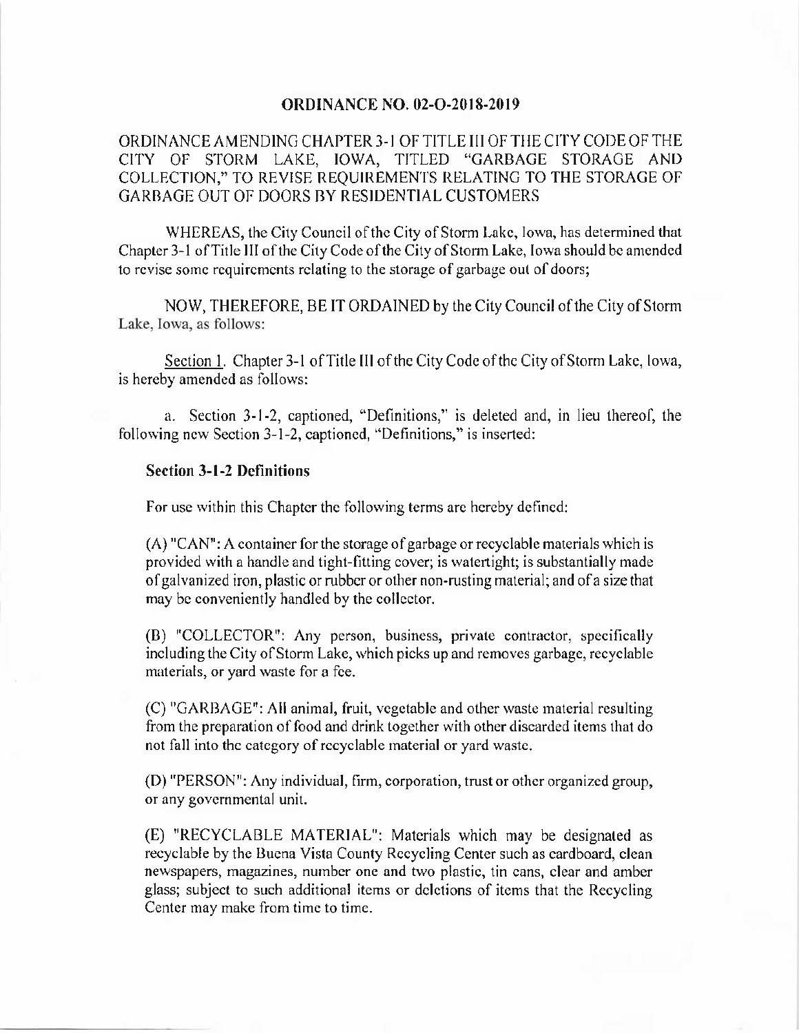# ORDINANCE NO. 02-O-2018-2019

ORDINANCE AMENDING CHAPTER 3-1 OF TITLE III OF THE CITY CODE OF THE CITY OF STORM LAKE, IOWA, TITLED "GARBAGE STORAGE AND COLLECTION," TO REVISE REQUIREMENTS RELATING TO THE STORAGE OF GARBAGE OUT OF DOORS BY RESIDENTIAL CUSTOMERS

WHEREAS, the City Council of the City of Storm Lake, Iowa, has determined that Chapter 3-1 of Title III of the City Code of the City of Storm Lake, Iowa should be amended to revise some requirements relating to the storage of garbage out of doors;

NOW, THEREFORE, BE IT ORDAINED by the City Council of the City of Storm Lake, Iowa, as follows:

Section 1. Chapter 3-1 of Title III of the City Code of the City of Storm Lake, Iowa, is hereby amended as follows:

a. Section 3-1-2, captioned, "Definitions," is deleted and, in lieu thereof, the following new Section 3-1-2, captioned, "Definitions," is inserted:

**Section 3-1-2 Definitions**

For use within this Chapter the following terms are hereby defined:

(A) "CAN": A container for the storage of garbage or recyclable materials which is provided with a handle and tight-fitting cover; is watertight; is substantially made of galvanized iron, plastic or rubber or other non-rusting material; and of a size that may be conveniently handled by the collector.

(B) "COLLECTOR": Any person, business, private contractor, specifically including the City of Storm Lake, which picks up and removes garbage, recyclable materials, or yard waste for a fee.

(C) "GARBAGE": All animal, fruit, vegetable and other waste material resulting from the preparation of food and drink together with other discarded items that do not fall into the category of recyclable material or yard waste.

(D) "PERSON": Any individual, firm, corporation, trust or other organized group, or any governmental unit.

(E) "RECYCLABLE MATERIAL": Materials which may be designated as recyclable by the Buena Vista County Recycling Center such as cardboard, clean newspapers, magazines, number one and two plastic, tin cans, clear and amber glass; subject to such additional items or deletions of items that the Recycling Center may make from time to time.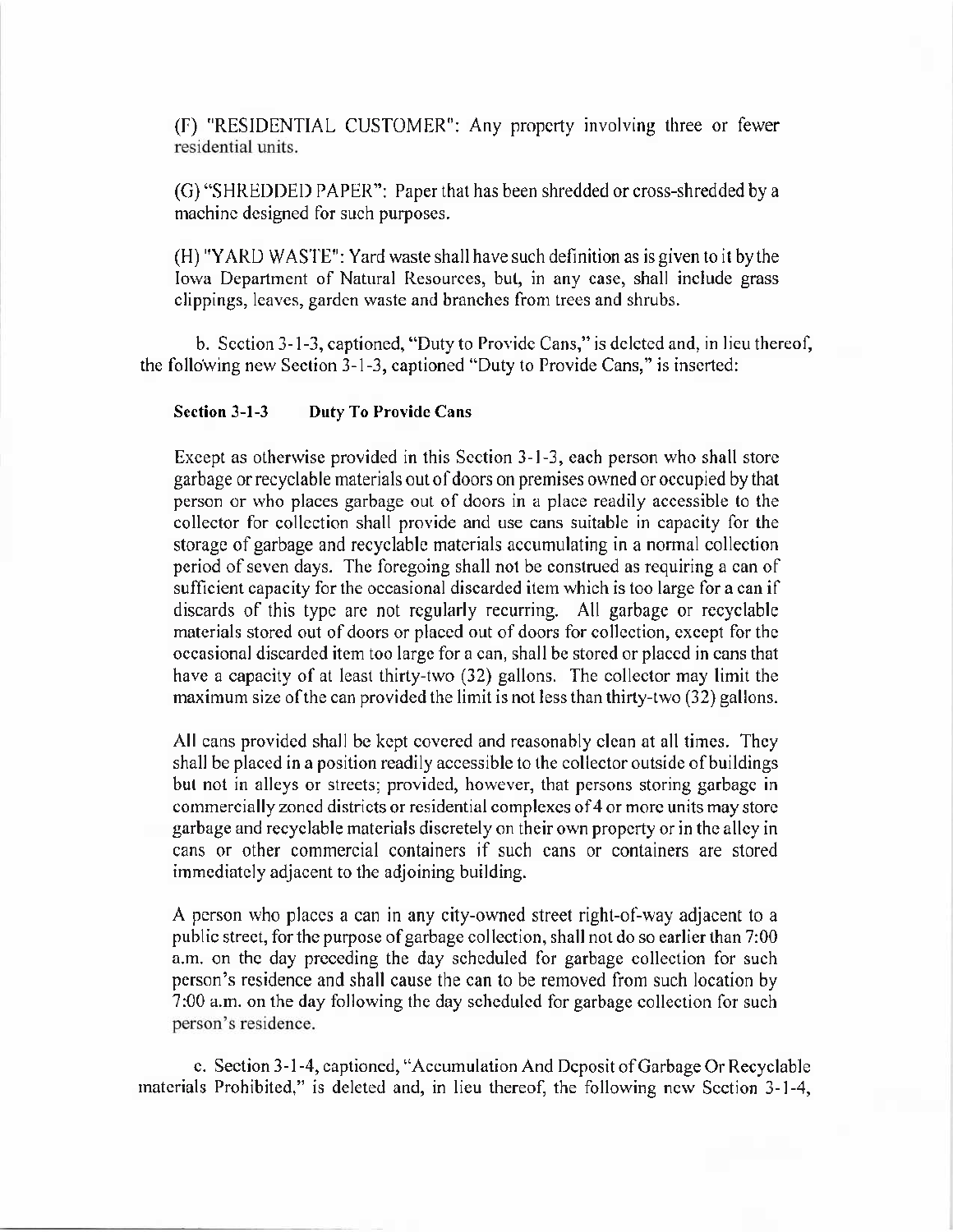(F) "RESIDENTIAL CUSTOMER": Any property involving three or fewer residential units.

(G) "SHREDDED PAPER": Paper that has been shredded or cross-shredded by a machine designed for such purposes.

(H) "YARD WASTE": Yard waste shall have such definition as is given to it by the Iowa Department of Natural Resources, but, in any case, shall include grass clippings, leaves, garden waste and branches from trees and shrubs.

b. Section 3-1-3, captioned, "Duty to Provide Cans," is deleted and, in lieu thereof, the following new Section 3-1-3, captioned "Duty to Provide Cans," is inserted:

**Section 3-1-3 Duty To Provide Cans**

Except as otherwise provided in this Section 3-1-3, each person who shall store garbage or recyclable materials out of doors on premises owned or occupied by that person or who places garbage out of doors in a place readily accessible to the collector for collection shall provide and use cans suitable in capacity for the storage of garbage and recyclable materials accumulating in a normal collection period of seven days. The foregoing shall not be construed as requiring a can of sufficient capacity for the occasional discarded item which is too large for a can if discards of this type are not regularly recurring. All garbage or recyclable materials stored out of doors or placed out of doors for collection, except for the occasional discarded item too large for a can, shall be stored or placed in cans that have a capacity of at least thirty-two (32) gallons. The collector may limit the maximum size of the can provided the limit is not less than thirty-two (32) gallons.

All cans provided shall be kept covered and reasonably clean at all times. They shall be placed in a position readily accessible to the collector outside of buildings but not in alleys or streets; provided, however, that persons storing garbage in commercially zoned districts or residential complexes of 4 or more units may store garbage and recyclable materials discretely on their own property or in the alley in cans or other commercial containers if such cans or containers are stored immediately adjacent to the adjoining building.

A person who places a can in any city-owned street right-of-way adjacent to a public street, for the purpose of garbage collection, shall not do so earlier than 7:00 a.m. on the day preceding the day scheduled for garbage collection for such person's residence and shall cause the can to be removed from such location by 7:00 a.m. on the day following the day scheduled for garbage collection for such person's residence.

c. Section 3-1-4, captioned, "Accumulation And Deposit of Garbage Or Recyclable materials Prohibited," is deleted and, in lieu thereof, the following new Section 3-1-4,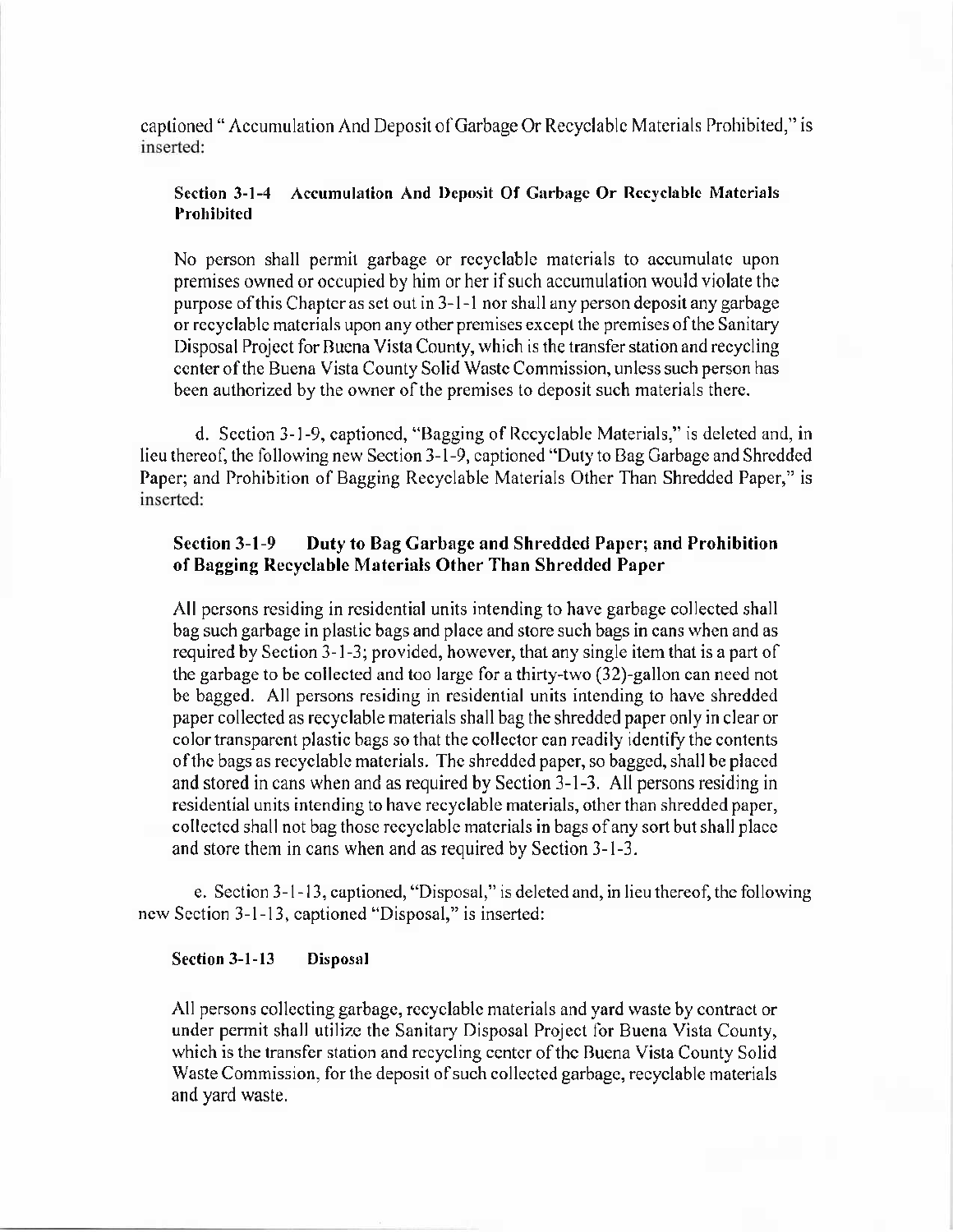captioned " Accumulation And Deposit of Garbage Or Recyclable Materials Prohibited," is inserted:

> **Section 3-1-4 Accumulation And Deposit Of Garbage Or Recyclable Materials Prohibited**
>
> No person shall permit garbage or recyclable materials to accumulate upon premises owned or occupied by him or her if such accumulation would violate the purpose of this Chapter as set out in 3-1-1 nor shall any person deposit any garbage or recyclable materials upon any other premises except the premises of the Sanitary Disposal Project for Buena Vista County, which is the transfer station and recycling center of the Buena Vista County Solid Waste Commission, unless such person has been authorized by the owner of the premises to deposit such materials there.

d. Section 3-1-9, captioned, "Bagging of Recyclable Materials," is deleted and, in lieu thereof, the following new Section 3-1-9, captioned "Duty to Bag Garbage and Shredded Paper; and Prohibition of Bagging Recyclable Materials Other Than Shredded Paper," is inserted:

> **Section 3-1-9 Duty to Bag Garbage and Shredded Paper; and Prohibition of Bagging Recyclable Materials Other Than Shredded Paper**
>
> All persons residing in residential units intending to have garbage collected shall bag such garbage in plastic bags and place and store such bags in cans when and as required by Section 3-1-3; provided, however, that any single item that is a part of the garbage to be collected and too large for a thirty-two (32)-gallon can need not be bagged. All persons residing in residential units intending to have shredded paper collected as recyclable materials shall bag the shredded paper only in clear or color transparent plastic bags so that the collector can readily identify the contents of the bags as recyclable materials. The shredded paper, so bagged, shall be placed and stored in cans when and as required by Section 3-1-3. All persons residing in residential units intending to have recyclable materials, other than shredded paper, collected shall not bag those recyclable materials in bags of any sort but shall place and store them in cans when and as required by Section 3-1-3.

e. Section 3-1-13, captioned, "Disposal," is deleted and, in lieu thereof, the following new Section 3-1-13, captioned "Disposal," is inserted:

> **Section 3-1-13 Disposal**
>
> All persons collecting garbage, recyclable materials and yard waste by contract or under permit shall utilize the Sanitary Disposal Project for Buena Vista County, which is the transfer station and recycling center of the Buena Vista County Solid Waste Commission, for the deposit of such collected garbage, recyclable materials and yard waste.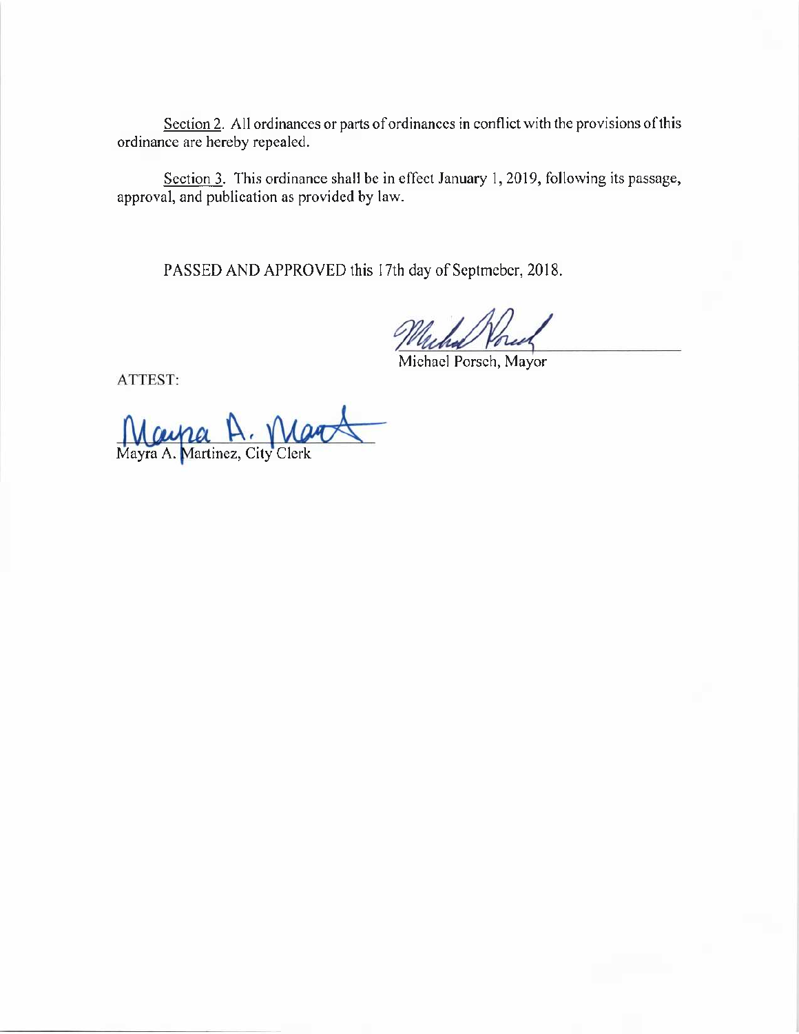<u>Section 2</u>. All ordinances or parts of ordinances in conflict with the provisions of this ordinance are hereby repealed.

<u>Section 3</u>. This ordinance shall be in effect January 1, 2019, following its passage, approval, and publication as provided by law.

PASSED AND APPROVED this 17th day of Septmeber, 2018.

Michael Porsch, Mayor

ATTEST:

Mayra A. Martinez, City Clerk